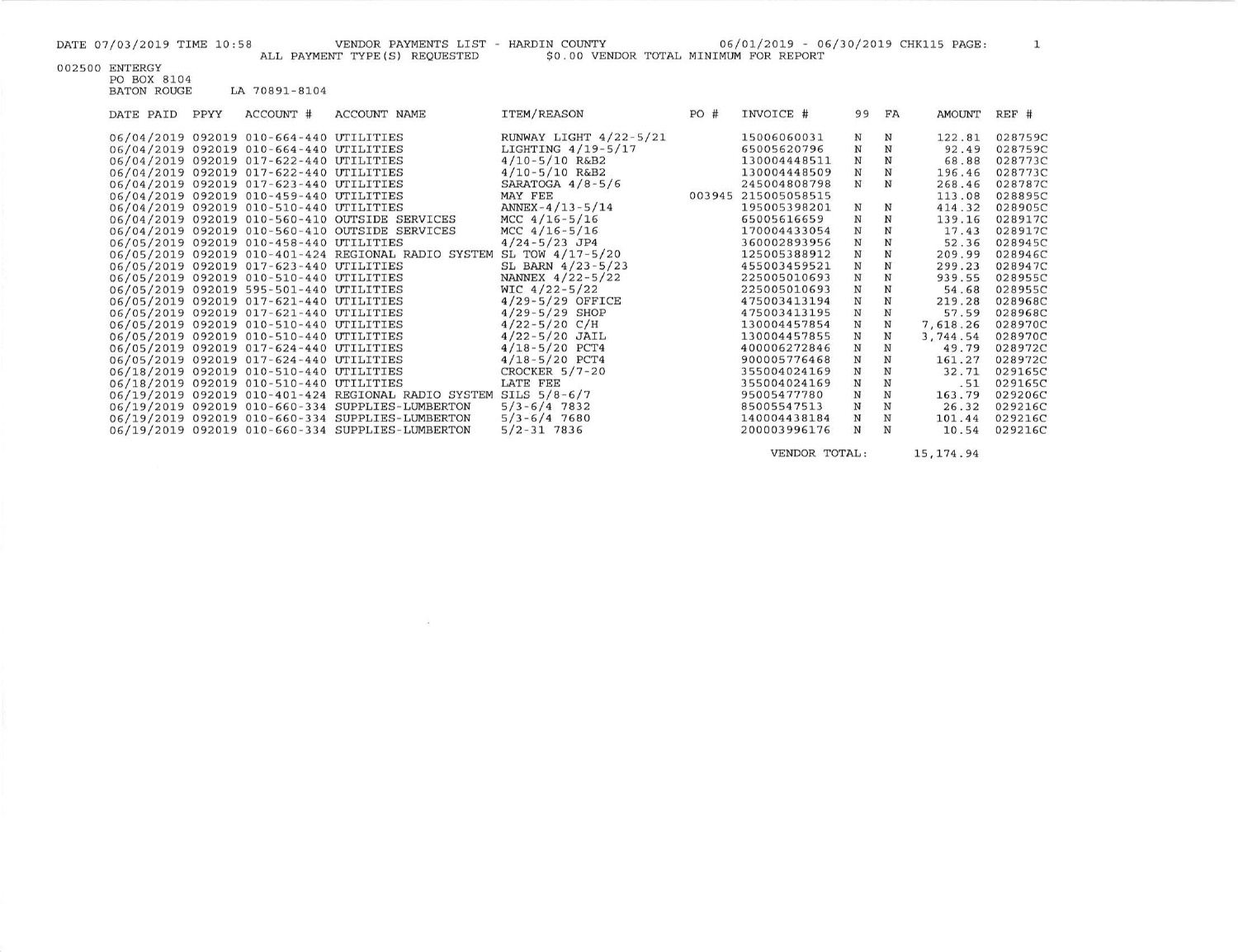DATE 07/03/2019 TIME 10:58 VENDOR PAYMENTS LIST - HARDIN COUNTY 06/01/2019 - 06/30/2019 CHK115

ALL PAYMENT TYPE(S) REQUESTED $0.00 VENDOR TOTAL MINIMUM FOR REPORT

002500 ENTERGY
PO BOX 8104
BATON ROUGE LA 70891-8104

| DATE PAID | PPYY | ACCOUNT # | ACCOUNT NAME | ITEM/REASON | PO # | INVOICE # | 99 | FA | AMOUNT | REF # |
|---|---|---|---|---|---|---|---|---|---|---|
| 06/04/2019 | 092019 | 010-664-440 | UTILITIES | RUNWAY LIGHT 4/22-5/21 | | 15006060031 | N | N | 122.81 | 028759C |
| 06/04/2019 | 092019 | 010-664-440 | UTILITIES | LIGHTING 4/19-5/17 | | 65005620796 | N | N | 92.49 | 028759C |
| 06/04/2019 | 092019 | 017-622-440 | UTILITIES | 4/10-5/10 R&B2 | | 130004448511 | N | N | 68.88 | 028773C |
| 06/04/2019 | 092019 | 017-622-440 | UTILITIES | 4/10-5/10 R&B2 | | 130004448509 | N | N | 196.46 | 028773C |
| 06/04/2019 | 092019 | 017-623-440 | UTILITIES | SARATOGA 4/8-5/6 | | 245004808798 | N | N | 268.46 | 028787C |
| 06/04/2019 | 092019 | 010-459-440 | UTILITIES | MAY FEE | 003945 | 215005058515 | | | 113.08 | 028895C |
| 06/04/2019 | 092019 | 010-510-440 | UTILITIES | ANNEX-4/13-5/14 | | 195005398201 | N | N | 414.32 | 028905C |
| 06/04/2019 | 092019 | 010-560-410 | OUTSIDE SERVICES | MCC 4/16-5/16 | | 65005616659 | N | N | 139.16 | 028917C |
| 06/04/2019 | 092019 | 010-560-410 | OUTSIDE SERVICES | MCC 4/16-5/16 | | 170004433054 | N | N | 17.43 | 028917C |
| 06/05/2019 | 092019 | 010-458-440 | UTILITIES | 4/24-5/23 JP4 | | 360002893956 | N | N | 52.36 | 028945C |
| 06/05/2019 | 092019 | 010-401-424 | REGIONAL RADIO SYSTEM | SL TOW 4/17-5/20 | | 125005388912 | N | N | 209.99 | 028946C |
| 06/05/2019 | 092019 | 017-623-440 | UTILITIES | SL BARN 4/23-5/23 | | 455003459521 | N | N | 299.23 | 028947C |
| 06/05/2019 | 092019 | 010-510-440 | UTILITIES | NANNEX 4/22-5/22 | | 225005010693 | N | N | 939.55 | 028955C |
| 06/05/2019 | 092019 | 595-501-440 | UTILITIES | WIC 4/22-5/22 | | 225005010693 | N | N | 54.68 | 028955C |
| 06/05/2019 | 092019 | 017-621-440 | UTILITIES | 4/29-5/29 OFFICE | | 475003413194 | N | N | 219.28 | 028968C |
| 06/05/2019 | 092019 | 017-621-440 | UTILITIES | 4/29-5/29 SHOP | | 475003413195 | N | N | 57.59 | 028968C |
| 06/05/2019 | 092019 | 010-510-440 | UTILITIES | 4/22-5/20 C/H | | 130004457854 | N | N | 7,618.26 | 028970C |
| 06/05/2019 | 092019 | 010-510-440 | UTILITIES | 4/22-5/20 JAIL | | 130004457855 | N | N | 3,744.54 | 028970C |
| 06/05/2019 | 092019 | 017-624-440 | UTILITIES | 4/18-5/20 PCT4 | | 400006272846 | N | N | 49.79 | 028972C |
| 06/05/2019 | 092019 | 017-624-440 | UTILITIES | 4/18-5/20 PCT4 | | 900005776468 | N | N | 161.27 | 028972C |
| 06/18/2019 | 092019 | 010-510-440 | UTILITIES | CROCKER 5/7-20 | | 355004024169 | N | N | 32.71 | 029165C |
| 06/18/2019 | 092019 | 010-510-440 | UTILITIES | LATE FEE | | 355004024169 | N | N | .51 | 029165C |
| 06/19/2019 | 092019 | 010-401-424 | REGIONAL RADIO SYSTEM | SILS 5/8-6/7 | | 95005477780 | N | N | 163.79 | 029206C |
| 06/19/2019 | 092019 | 010-660-334 | SUPPLIES-LUMBERTON | 5/3-6/4 7832 | | 85005547513 | N | N | 26.32 | 029216C |
| 06/19/2019 | 092019 | 010-660-334 | SUPPLIES-LUMBERTON | 5/3-6/4 7680 | | 140004438184 | N | N | 101.44 | 029216C |
| 06/19/2019 | 092019 | 010-660-334 | SUPPLIES-LUMBERTON | 5/2-31 7836 | | 200003996176 | N | N | 10.54 | 029216C |

VENDOR TOTAL: 15,174.94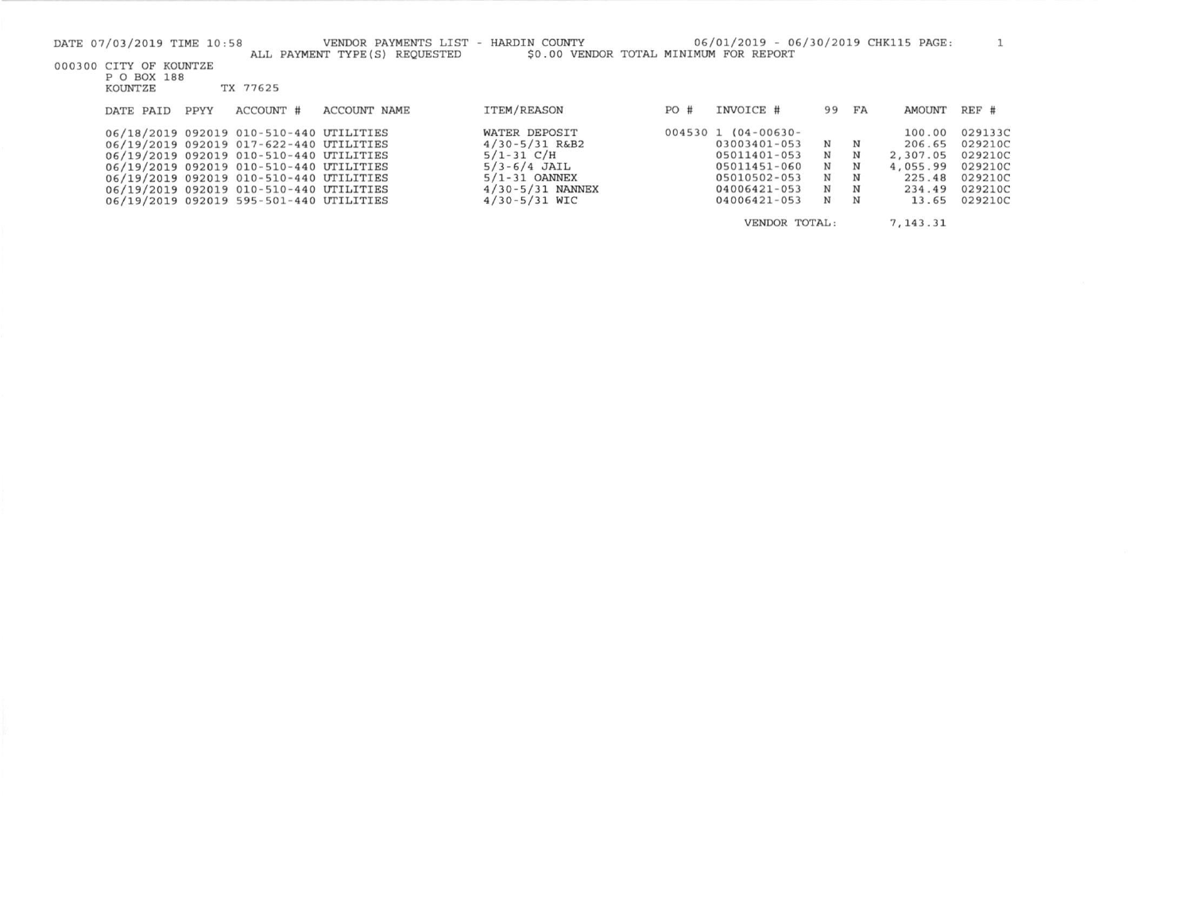DATE 07/03/2019 TIME 10:58 VENDOR PAYMENTS LIST - HARDIN COUNTY 06/01/2019 - 06/30/2019 CHK115 PAGE: 1

ALL PAYMENT TYPE(S) REQUESTED $0.00 VENDOR TOTAL MINIMUM FOR REPORT

000300 CITY OF KOUNTZE
P O BOX 188
KOUNTZE TX 77625

| DATE PAID | PPYY | ACCOUNT # | ACCOUNT NAME | ITEM/REASON | PO # | INVOICE # | 99 | FA | AMOUNT | REF # |
|---|---|---|---|---|---|---|---|---|---|---|
| 06/18/2019 | 092019 | 010-510-440 | UTILITIES | WATER DEPOSIT | 004530 | 1 (04-00630- | | | 100.00 | 029133C |
| 06/19/2019 | 092019 | 017-622-440 | UTILITIES | 4/30-5/31 R&B2 | | 03003401-053 | N | N | 206.65 | 029210C |
| 06/19/2019 | 092019 | 010-510-440 | UTILITIES | 5/1-31 C/H | | 05011401-053 | N | N | 2,307.05 | 029210C |
| 06/19/2019 | 092019 | 010-510-440 | UTILITIES | 5/3-6/4 JAIL | | 05011451-060 | N | N | 4,055.99 | 029210C |
| 06/19/2019 | 092019 | 010-510-440 | UTILITIES | 5/1-31 OANNEX | | 05010502-053 | N | N | 225.48 | 029210C |
| 06/19/2019 | 092019 | 010-510-440 | UTILITIES | 4/30-5/31 NANNEX | | 04006421-053 | N | N | 234.49 | 029210C |
| 06/19/2019 | 092019 | 595-501-440 | UTILITIES | 4/30-5/31 WIC | | 04006421-053 | N | N | 13.65 | 029210C |
| | | | | | | VENDOR TOTAL: | | | 7,143.31 | |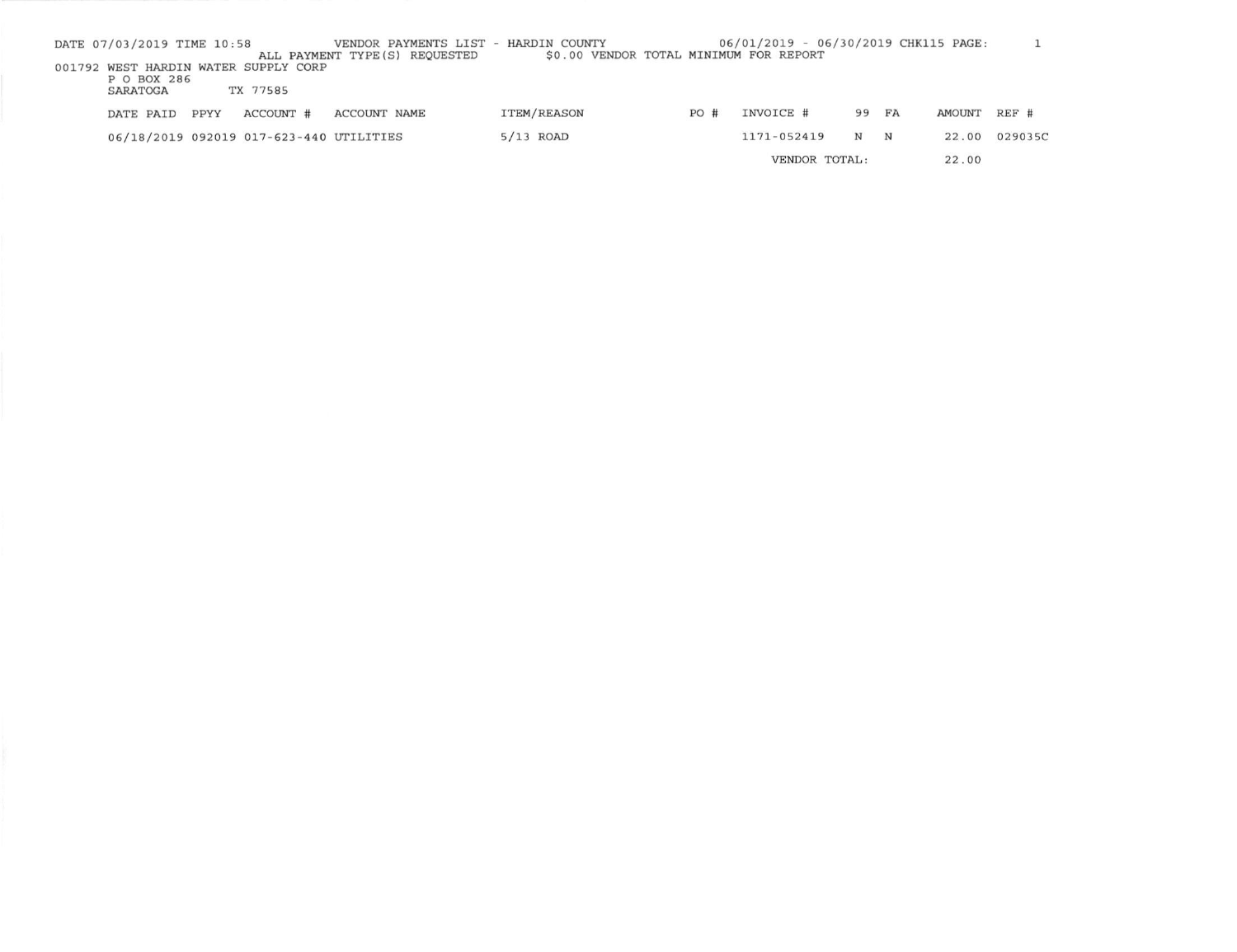DATE 07/03/2019 TIME 10:58 VENDOR PAYMENTS LIST - HARDIN COUNTY 06/01/2019 - 06/30/2019 CHK115 PAGE: 1

ALL PAYMENT TYPE(S) REQUESTED $0.00 VENDOR TOTAL MINIMUM FOR REPORT

001792 WEST HARDIN WATER SUPPLY CORP
P O BOX 286
SARATOGA TX 77585

| DATE PAID | PPYY | ACCOUNT # | ACCOUNT NAME | ITEM/REASON | PO # | INVOICE # | 99 | FA | AMOUNT | REF # |
|---|---|---|---|---|---|---|---|---|---|---|
| 06/18/2019 | 092019 | 017-623-440 | UTILITIES | 5/13 ROAD | | 1171-052419 | N | N | 22.00 | 029035C |
| | | | | | | VENDOR TOTAL: | | | 22.00 | |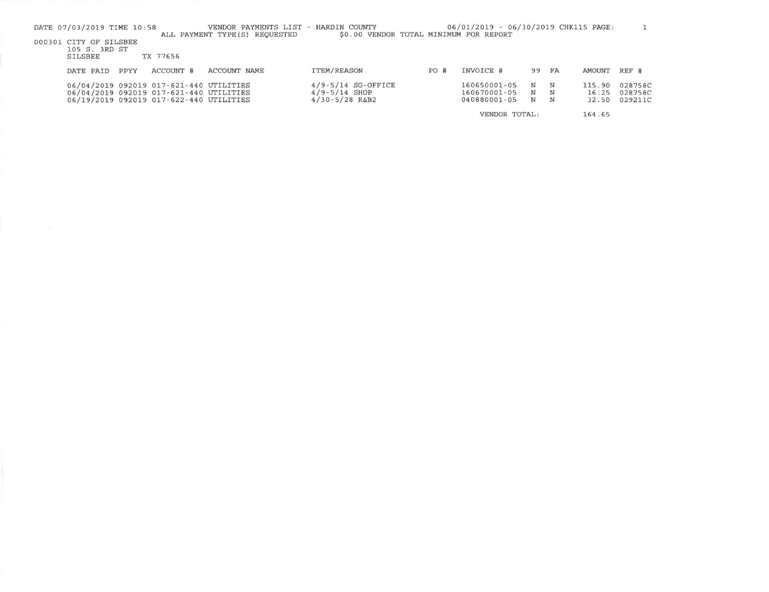DATE 07/03/2019 TIME 10:58 VENDOR PAYMENTS LIST - HARDIN COUNTY 06/01/2019 - 06/30/2019 CHK115 PAGE: 1

ALL PAYMENT TYPE(S) REQUESTED $0.00 VENDOR TOTAL MINIMUM FOR REPORT

000301 CITY OF SILSBEE
105 S. 3RD ST
SILSBEE TX 77656

| DATE PAID | PPYY | ACCOUNT # | ACCOUNT NAME | ITEM/REASON | PO # | INVOICE # | 99 | FA | AMOUNT | REF # |
|---|---|---|---|---|---|---|---|---|---|---|
| 06/04/2019 | 092019 | 017-621-440 | UTILITIES | 4/9-5/14 SG-OFFICE | | 160650001-05 | N | N | 115.90 | 028758C |
| 06/04/2019 | 092019 | 017-621-440 | UTILITIES | 4/9-5/14 SHOP | | 160670001-05 | N | N | 16.25 | 028758C |
| 06/19/2019 | 092019 | 017-622-440 | UTILITIES | 4/30-5/28 R&B2 | | 040880001-05 | N | N | 32.50 | 029211C |
| | | | | | | VENDOR TOTAL: | | | 164.65 | |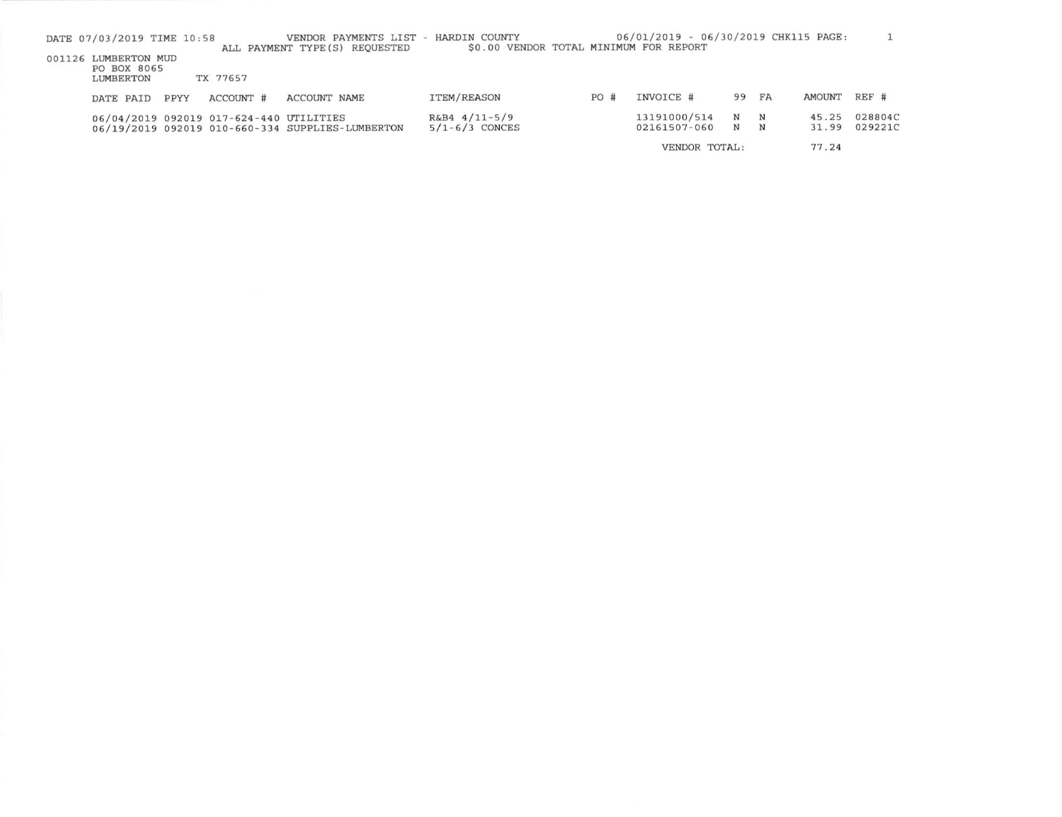DATE 07/03/2019 TIME 10:58 VENDOR PAYMENTS LIST - HARDIN COUNTY 06/01/2019 - 06/30/2019 CHK115 PAGE: 1

ALL PAYMENT TYPE(S) REQUESTED $0.00 VENDOR TOTAL MINIMUM FOR REPORT

001126 LUMBERTON MUD
PO BOX 8065
LUMBERTON TX 77657

| DATE PAID | PPYY | ACCOUNT # | ACCOUNT NAME | ITEM/REASON | PO # | INVOICE # | 99 | FA | AMOUNT | REF # |
|---|---|---|---|---|---|---|---|---|---|---|
| 06/04/2019 | 092019 | 017-624-440 | UTILITIES | R&B4 4/11-5/9 | | 13191000/514 | N | N | 45.25 | 028804C |
| 06/19/2019 | 092019 | 010-660-334 | SUPPLIES-LUMBERTON | 5/1-6/3 CONCES | | 02161507-060 | N | N | 31.99 | 029221C |
| | | | | | | VENDOR TOTAL: | | | 77.24 | |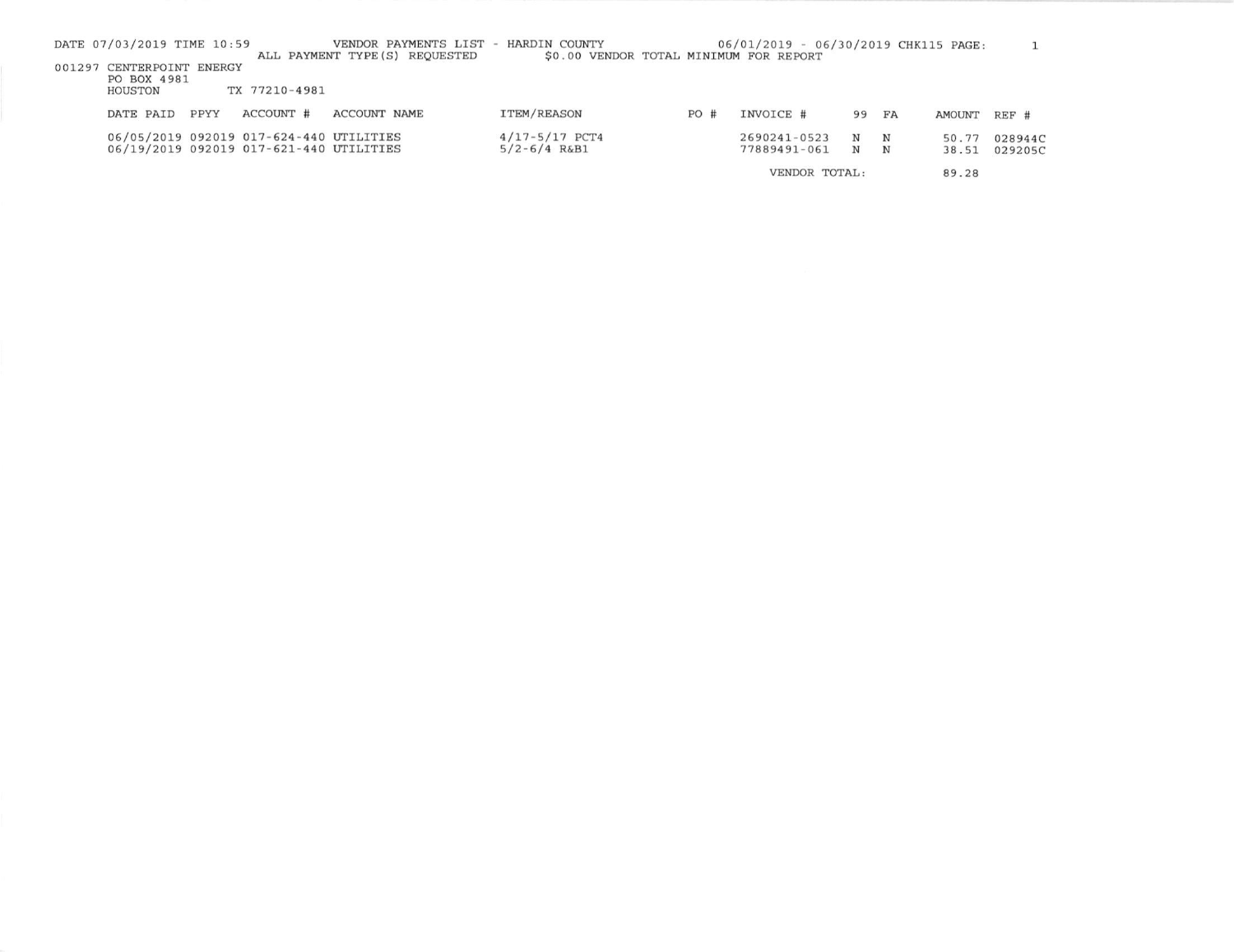DATE 07/03/2019 TIME 10:59 VENDOR PAYMENTS LIST - HARDIN COUNTY 06/01/2019 - 06/30/2019 CHK115 PAGE: 1

ALL PAYMENT TYPE(S) REQUESTED $0.00 VENDOR TOTAL MINIMUM FOR REPORT

001297 CENTERPOINT ENERGY
PO BOX 4981
HOUSTON TX 77210-4981

| DATE PAID | PPYY | ACCOUNT # | ACCOUNT NAME | ITEM/REASON | PO # | INVOICE # | 99 | FA | AMOUNT | REF # |
|---|---|---|---|---|---|---|---|---|---|---|
| 06/05/2019 | 092019 | 017-624-440 | UTILITIES | 4/17-5/17 PCT4 | | 2690241-0523 | N | N | 50.77 | 028944C |
| 06/19/2019 | 092019 | 017-621-440 | UTILITIES | 5/2-6/4 R&B1 | | 77889491-061 | N | N | 38.51 | 029205C |
| | | | | | | VENDOR TOTAL: | | | 89.28 | |